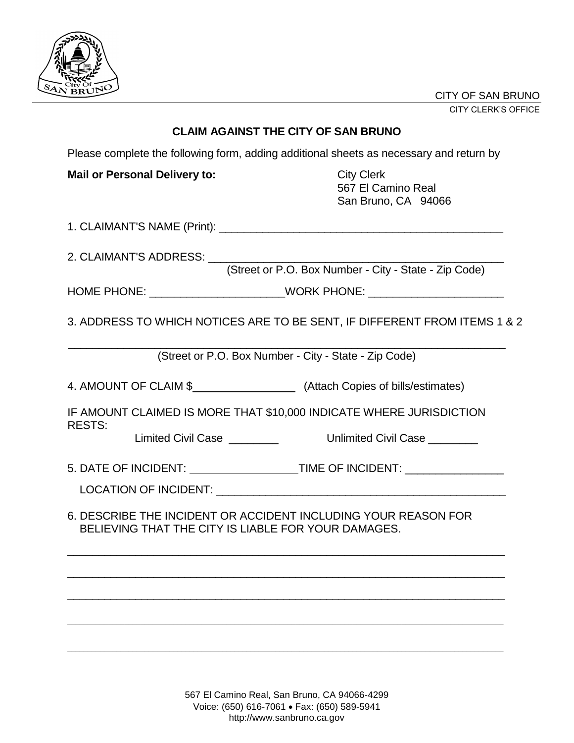CITY OF SAN BRUNO
CITY CLERK'S OFFICE

## CLAIM AGAINST THE CITY OF SAN BRUNO

Please complete the following form, adding additional sheets as necessary and return by

**Mail or Personal Delivery to:**

City Clerk
567 El Camino Real
San Bruno, CA 94066

1. CLAIMANT'S NAME (Print): ______________________________________________

2. CLAIMANT'S ADDRESS: ______________________________________________
(Street or P.O. Box Number - City - State - Zip Code)

HOME PHONE: ____________________ WORK PHONE: ____________________

3. ADDRESS TO WHICH NOTICES ARE TO BE SENT, IF DIFFERENT FROM ITEMS 1 & 2

______________________________________________________________________
(Street or P.O. Box Number - City - State - Zip Code)

4. AMOUNT OF CLAIM $ ______________ (Attach Copies of bills/estimates)

IF AMOUNT CLAIMED IS MORE THAT $10,000 INDICATE WHERE JURISDICTION RESTS:

Limited Civil Case ________ Unlimited Civil Case ________

5. DATE OF INCIDENT: ________________ TIME OF INCIDENT: ________________

LOCATION OF INCIDENT: ______________________________________________

6. DESCRIBE THE INCIDENT OR ACCIDENT INCLUDING YOUR REASON FOR BELIEVING THAT THE CITY IS LIABLE FOR YOUR DAMAGES.

______________________________________________________________________

______________________________________________________________________

______________________________________________________________________

______________________________________________________________________

______________________________________________________________________

567 El Camino Real, San Bruno, CA 94066-4299
Voice: (650) 616-7061 • Fax: (650) 589-5941
http://www.sanbruno.ca.gov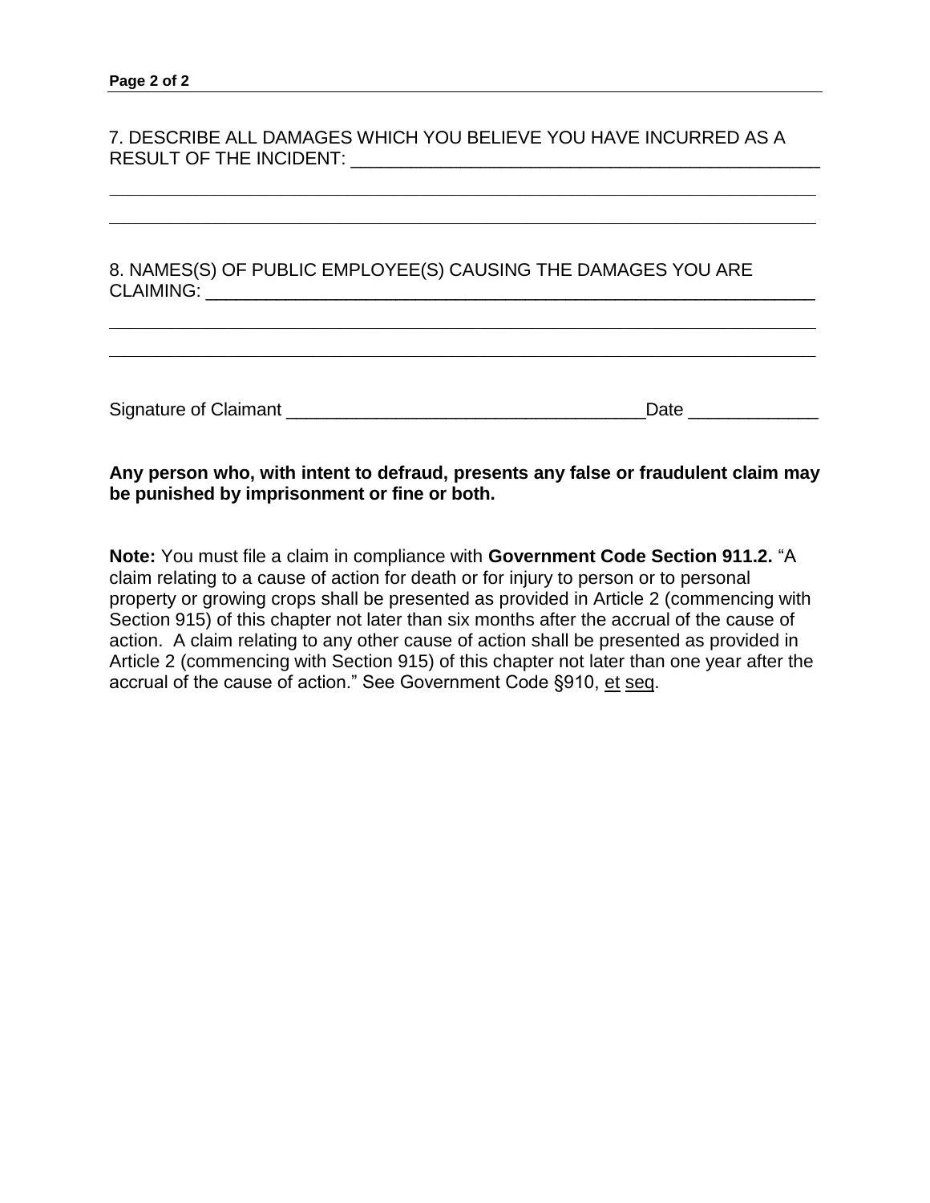7. DESCRIBE ALL DAMAGES WHICH YOU BELIEVE YOU HAVE INCURRED AS A RESULT OF THE INCIDENT: ______________________________________________

________________________________________________________________________

________________________________________________________________________

8. NAMES(S) OF PUBLIC EMPLOYEE(S) CAUSING THE DAMAGES YOU ARE CLAIMING: ______________________________________________________________

________________________________________________________________________

________________________________________________________________________

Signature of Claimant ___________________________________Date ____________

**Any person who, with intent to defraud, presents any false or fraudulent claim may be punished by imprisonment or fine or both.**

**Note:** You must file a claim in compliance with **Government Code Section 911.2.** "A claim relating to a cause of action for death or for injury to person or to personal property or growing crops shall be presented as provided in Article 2 (commencing with Section 915) of this chapter not later than six months after the accrual of the cause of action. A claim relating to any other cause of action shall be presented as provided in Article 2 (commencing with Section 915) of this chapter not later than one year after the accrual of the cause of action." See Government Code §910, et seq.